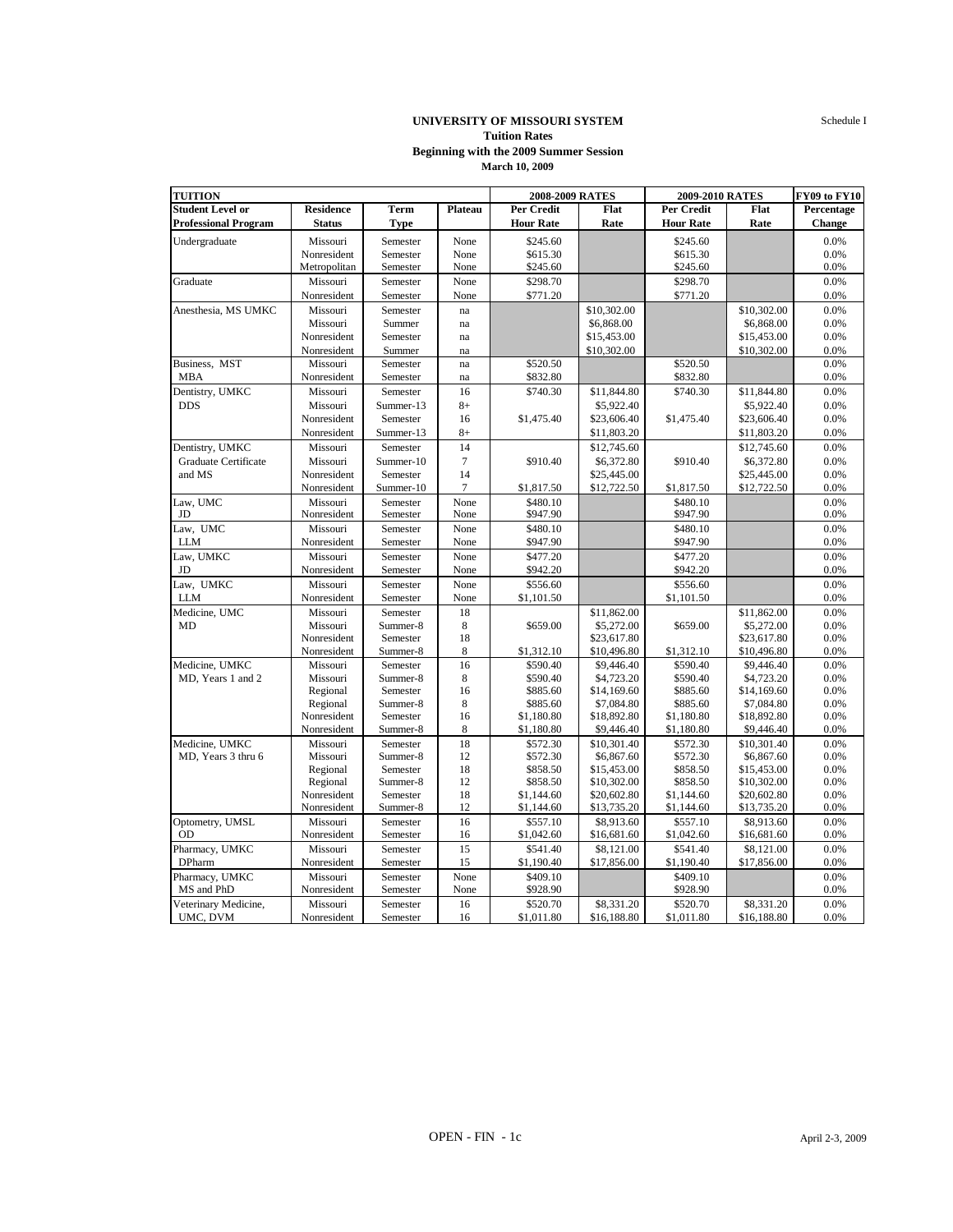Schedule I

**UNIVERSITY OF MISSOURI SYSTEM**
**Tuition Rates**
**Beginning with the 2009 Summer Session**
**March 10, 2009**

| TUITION | | | | 2008-2009 RATES | | 2009-2010 RATES | | FY09 to FY10 |
|---|---|---|---|---|---|---|---|---|
| **Student Level or Professional Program** | **Residence Status** | **Term Type** | **Plateau** | **Per Credit Hour Rate** | **Flat Rate** | **Per Credit Hour Rate** | **Flat Rate** | **Percentage Change** |
| Undergraduate | Missouri | Semester | None | $245.60 | | $245.60 | | 0.0% |
| | Nonresident | Semester | None | $615.30 | | $615.30 | | 0.0% |
| | Metropolitan | Semester | None | $245.60 | | $245.60 | | 0.0% |
| Graduate | Missouri | Semester | None | $298.70 | | $298.70 | | 0.0% |
| | Nonresident | Semester | None | $771.20 | | $771.20 | | 0.0% |
| Anesthesia, MS UMKC | Missouri | Semester | na | | $10,302.00 | | $10,302.00 | 0.0% |
| | Missouri | Summer | na | | $6,868.00 | | $6,868.00 | 0.0% |
| | Nonresident | Semester | na | | $15,453.00 | | $15,453.00 | 0.0% |
| | Nonresident | Summer | na | | $10,302.00 | | $10,302.00 | 0.0% |
| Business, MST | Missouri | Semester | na | $520.50 | | $520.50 | | 0.0% |
| MBA | Nonresident | Semester | na | $832.80 | | $832.80 | | 0.0% |
| Dentistry, UMKC | Missouri | Semester | 16 | $740.30 | $11,844.80 | $740.30 | $11,844.80 | 0.0% |
| DDS | Missouri | Summer-13 | 8+ | | $5,922.40 | | $5,922.40 | 0.0% |
| | Nonresident | Semester | 16 | $1,475.40 | $23,606.40 | $1,475.40 | $23,606.40 | 0.0% |
| | Nonresident | Summer-13 | 8+ | | $11,803.20 | | $11,803.20 | 0.0% |
| Dentistry, UMKC | Missouri | Semester | 14 | | $12,745.60 | | $12,745.60 | 0.0% |
| Graduate Certificate | Missouri | Summer-10 | 7 | $910.40 | $6,372.80 | $910.40 | $6,372.80 | 0.0% |
| and MS | Nonresident | Semester | 14 | | $25,445.00 | | $25,445.00 | 0.0% |
| | Nonresident | Summer-10 | 7 | $1,817.50 | $12,722.50 | $1,817.50 | $12,722.50 | 0.0% |
| Law, UMC | Missouri | Semester | None | $480.10 | | $480.10 | | 0.0% |
| JD | Nonresident | Semester | None | $947.90 | | $947.90 | | 0.0% |
| Law, UMC | Missouri | Semester | None | $480.10 | | $480.10 | | 0.0% |
| LLM | Nonresident | Semester | None | $947.90 | | $947.90 | | 0.0% |
| Law, UMKC | Missouri | Semester | None | $477.20 | | $477.20 | | 0.0% |
| JD | Nonresident | Semester | None | $942.20 | | $942.20 | | 0.0% |
| Law, UMKC | Missouri | Semester | None | $556.60 | | $556.60 | | 0.0% |
| LLM | Nonresident | Semester | None | $1,101.50 | | $1,101.50 | | 0.0% |
| Medicine, UMC | Missouri | Semester | 18 | | $11,862.00 | | $11,862.00 | 0.0% |
| MD | Missouri | Summer-8 | 8 | $659.00 | $5,272.00 | $659.00 | $5,272.00 | 0.0% |
| | Nonresident | Semester | 18 | | $23,617.80 | | $23,617.80 | 0.0% |
| | Nonresident | Summer-8 | 8 | $1,312.10 | $10,496.80 | $1,312.10 | $10,496.80 | 0.0% |
| Medicine, UMKC | Missouri | Semester | 16 | $590.40 | $9,446.40 | $590.40 | $9,446.40 | 0.0% |
| MD, Years 1 and 2 | Missouri | Summer-8 | 8 | $590.40 | $4,723.20 | $590.40 | $4,723.20 | 0.0% |
| | Regional | Semester | 16 | $885.60 | $14,169.60 | $885.60 | $14,169.60 | 0.0% |
| | Regional | Summer-8 | 8 | $885.60 | $7,084.80 | $885.60 | $7,084.80 | 0.0% |
| | Nonresident | Semester | 16 | $1,180.80 | $18,892.80 | $1,180.80 | $18,892.80 | 0.0% |
| | Nonresident | Summer-8 | 8 | $1,180.80 | $9,446.40 | $1,180.80 | $9,446.40 | 0.0% |
| Medicine, UMKC | Missouri | Semester | 18 | $572.30 | $10,301.40 | $572.30 | $10,301.40 | 0.0% |
| MD, Years 3 thru 6 | Missouri | Summer-8 | 12 | $572.30 | $6,867.60 | $572.30 | $6,867.60 | 0.0% |
| | Regional | Semester | 18 | $858.50 | $15,453.00 | $858.50 | $15,453.00 | 0.0% |
| | Regional | Summer-8 | 12 | $858.50 | $10,302.00 | $858.50 | $10,302.00 | 0.0% |
| | Nonresident | Semester | 18 | $1,144.60 | $20,602.80 | $1,144.60 | $20,602.80 | 0.0% |
| | Nonresident | Summer-8 | 12 | $1,144.60 | $13,735.20 | $1,144.60 | $13,735.20 | 0.0% |
| Optometry, UMSL | Missouri | Semester | 16 | $557.10 | $8,913.60 | $557.10 | $8,913.60 | 0.0% |
| OD | Nonresident | Semester | 16 | $1,042.60 | $16,681.60 | $1,042.60 | $16,681.60 | 0.0% |
| Pharmacy, UMKC | Missouri | Semester | 15 | $541.40 | $8,121.00 | $541.40 | $8,121.00 | 0.0% |
| DPharm | Nonresident | Semester | 15 | $1,190.40 | $17,856.00 | $1,190.40 | $17,856.00 | 0.0% |
| Pharmacy, UMKC | Missouri | Semester | None | $409.10 | | $409.10 | | 0.0% |
| MS and PhD | Nonresident | Semester | None | $928.90 | | $928.90 | | 0.0% |
| Veterinary Medicine, | Missouri | Semester | 16 | $520.70 | $8,331.20 | $520.70 | $8,331.20 | 0.0% |
| UMC, DVM | Nonresident | Semester | 16 | $1,011.80 | $16,188.80 | $1,011.80 | $16,188.80 | 0.0% |

OPEN - FIN - 1c

April 2-3, 2009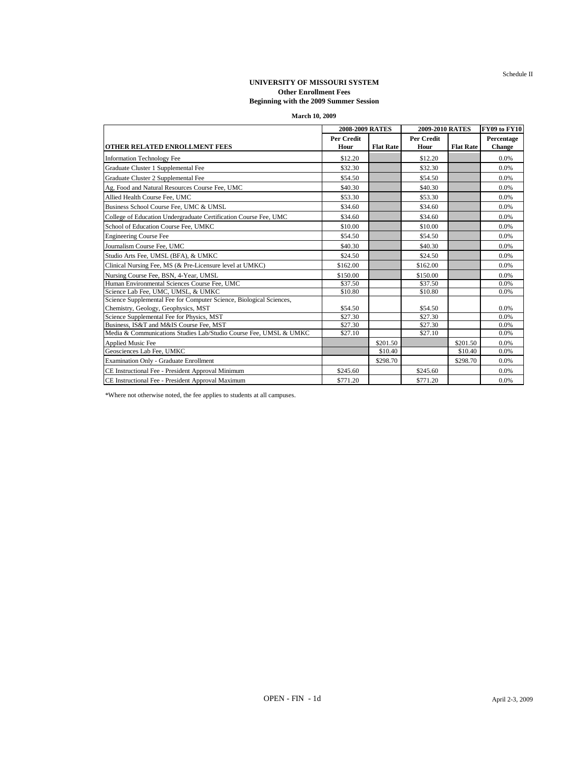Schedule II

**UNIVERSITY OF MISSOURI SYSTEM**
**Other Enrollment Fees**
**Beginning with the 2009 Summer Session**

**March 10, 2009**

| | 2008-2009 RATES | | 2009-2010 RATES | | FY09 to FY10 |
|---|---|---|---|---|---|
| **OTHER RELATED ENROLLMENT FEES** | **Per Credit Hour** | **Flat Rate** | **Per Credit Hour** | **Flat Rate** | **Percentage Change** |
| Information Technology Fee | $12.20 | | $12.20 | | 0.0% |
| Graduate Cluster 1 Supplemental Fee | $32.30 | | $32.30 | | 0.0% |
| Graduate Cluster 2 Supplemental Fee | $54.50 | | $54.50 | | 0.0% |
| Ag, Food and Natural Resources Course Fee, UMC | $40.30 | | $40.30 | | 0.0% |
| Allied Health Course Fee, UMC | $53.30 | | $53.30 | | 0.0% |
| Business School Course Fee, UMC & UMSL | $34.60 | | $34.60 | | 0.0% |
| College of Education Undergraduate Certification Course Fee, UMC | $34.60 | | $34.60 | | 0.0% |
| School of Education Course Fee, UMKC | $10.00 | | $10.00 | | 0.0% |
| Engineering Course Fee | $54.50 | | $54.50 | | 0.0% |
| Journalism Course Fee, UMC | $40.30 | | $40.30 | | 0.0% |
| Studio Arts Fee, UMSL (BFA), & UMKC | $24.50 | | $24.50 | | 0.0% |
| Clinical Nursing Fee, MS (& Pre-Licensure level at UMKC) | $162.00 | | $162.00 | | 0.0% |
| Nursing Course Fee, BSN, 4-Year, UMSL | $150.00 | | $150.00 | | 0.0% |
| Human Environmental Sciences Course Fee, UMC | $37.50 | | $37.50 | | 0.0% |
| Science Lab Fee, UMC, UMSL, & UMKC | $10.80 | | $10.80 | | 0.0% |
| Science Supplemental Fee for Computer Science, Biological Sciences, Chemistry, Geology, Geophysics, MST | $54.50 | | $54.50 | | 0.0% |
| Science Supplemental Fee for Physics, MST | $27.30 | | $27.30 | | 0.0% |
| Business, IS&T and M&IS Course Fee, MST | $27.30 | | $27.30 | | 0.0% |
| Media & Communications Studies Lab/Studio Course Fee, UMSL & UMKC | $27.10 | | $27.10 | | 0.0% |
| Applied Music Fee | | $201.50 | | $201.50 | 0.0% |
| Geosciences Lab Fee, UMKC | | $10.40 | | $10.40 | 0.0% |
| Examination Only - Graduate Enrollment | | $298.70 | | $298.70 | 0.0% |
| CE Instructional Fee - President Approval Minimum | $245.60 | | $245.60 | | 0.0% |
| CE Instructional Fee - President Approval Maximum | $771.20 | | $771.20 | | 0.0% |

*Where not otherwise noted, the fee applies to students at all campuses.

OPEN - FIN - 1d

April 2-3, 2009